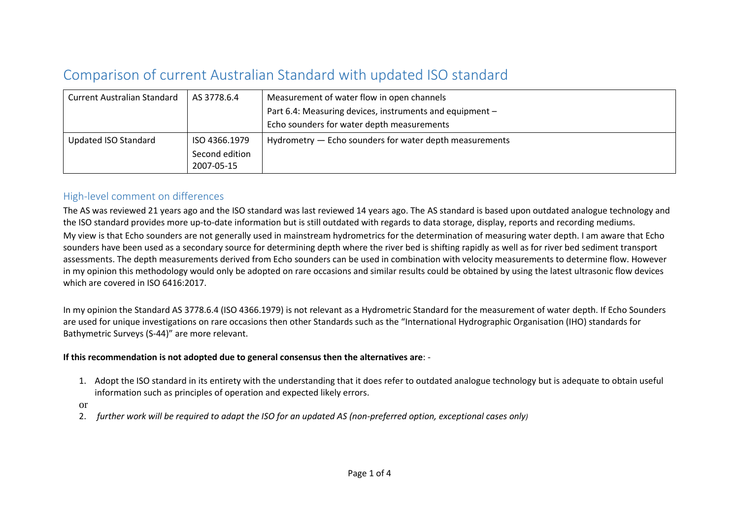# Comparison of current Australian Standard with updated ISO standard

| Current Australian Standard | AS 3778.6.4 | Measurement of water flow in open channels<br>Part 6.4: Measuring devices, instruments and equipment –<br>Echo sounders for water depth measurements |
|---|---|---|
| Updated ISO Standard | ISO 4366.1979<br>Second edition<br>2007-05-15 | Hydrometry — Echo sounders for water depth measurements |

## High-level comment on differences

The AS was reviewed 21 years ago and the ISO standard was last reviewed 14 years ago. The AS standard is based upon outdated analogue technology and the ISO standard provides more up-to-date information but is still outdated with regards to data storage, display, reports and recording mediums.

My view is that Echo sounders are not generally used in mainstream hydrometrics for the determination of measuring water depth. I am aware that Echo sounders have been used as a secondary source for determining depth where the river bed is shifting rapidly as well as for river bed sediment transport assessments. The depth measurements derived from Echo sounders can be used in combination with velocity measurements to determine flow. However in my opinion this methodology would only be adopted on rare occasions and similar results could be obtained by using the latest ultrasonic flow devices which are covered in ISO 6416:2017.

In my opinion the Standard AS 3778.6.4 (ISO 4366.1979) is not relevant as a Hydrometric Standard for the measurement of water depth. If Echo Sounders are used for unique investigations on rare occasions then other Standards such as the "International Hydrographic Organisation (IHO) standards for Bathymetric Surveys (S-44)" are more relevant.

**If this recommendation is not adopted due to general consensus then the alternatives are**: -

1. Adopt the ISO standard in its entirety with the understanding that it does refer to outdated analogue technology but is adequate to obtain useful information such as principles of operation and expected likely errors.

or

2. *further work will be required to adapt the ISO for an updated AS (non-preferred option, exceptional cases only)*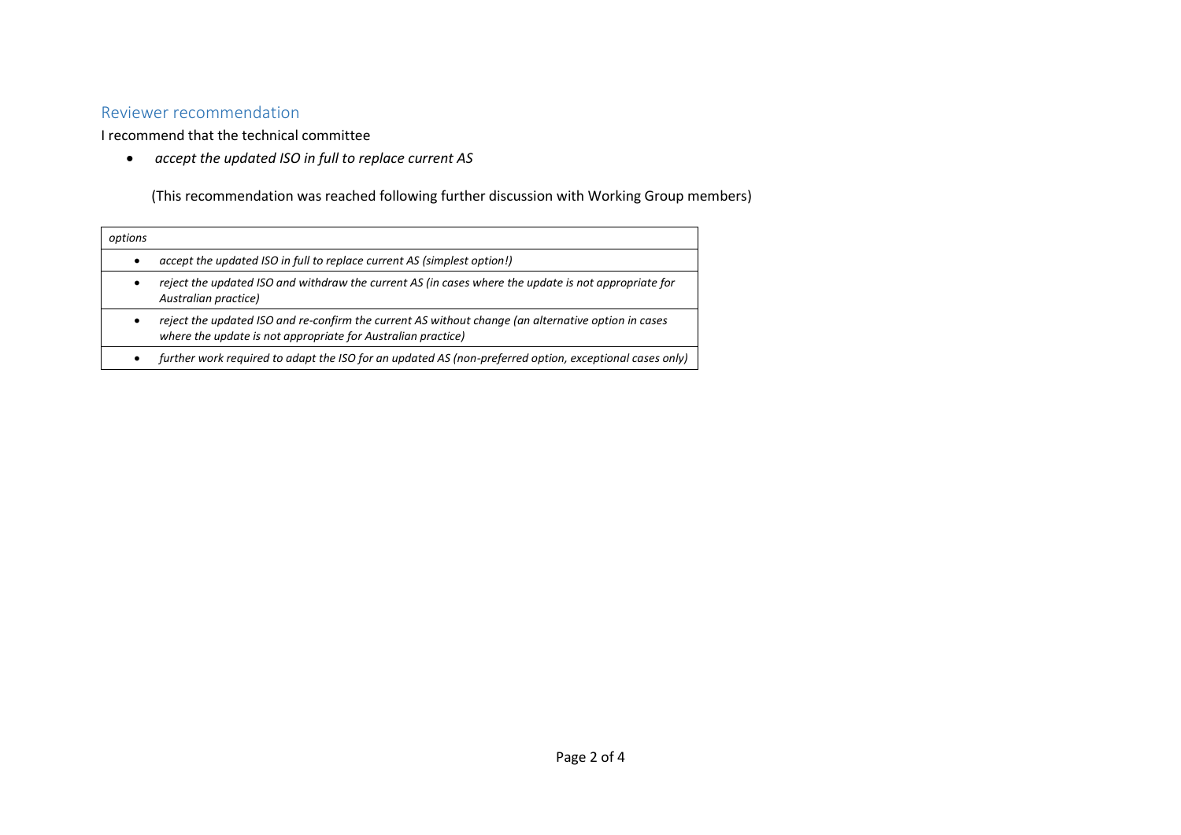## Reviewer recommendation

I recommend that the technical committee

- *accept the updated ISO in full to replace current AS*

(This recommendation was reached following further discussion with Working Group members)

| *options* |
|---|
| • *accept the updated ISO in full to replace current AS (simplest option!)* |
| • *reject the updated ISO and withdraw the current AS (in cases where the update is not appropriate for Australian practice)* |
| • *reject the updated ISO and re-confirm the current AS without change (an alternative option in cases where the update is not appropriate for Australian practice)* |
| • *further work required to adapt the ISO for an updated AS (non-preferred option, exceptional cases only)* |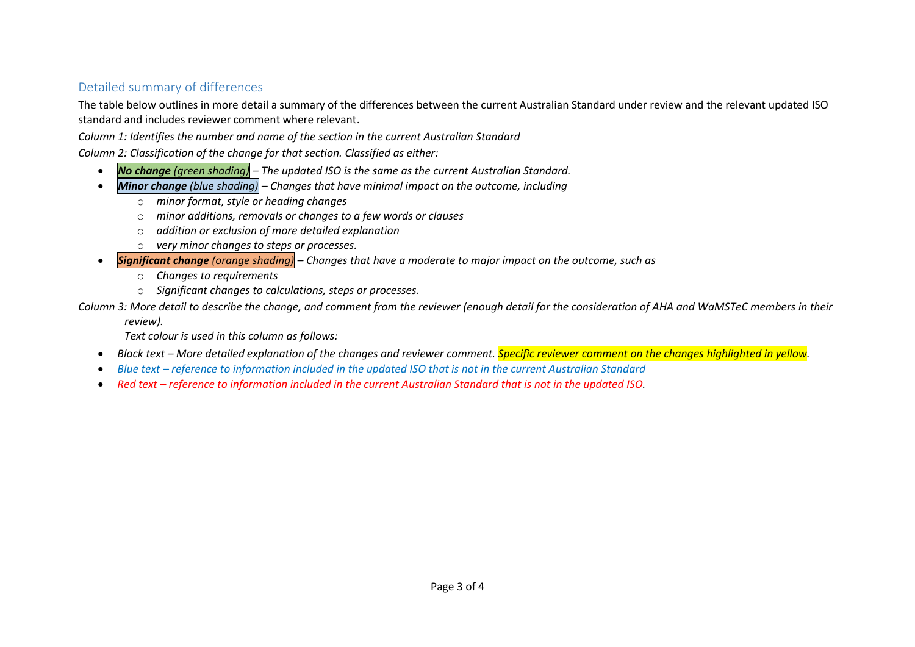## Detailed summary of differences

The table below outlines in more detail a summary of the differences between the current Australian Standard under review and the relevant updated ISO standard and includes reviewer comment where relevant.

*Column 1: Identifies the number and name of the section in the current Australian Standard*

*Column 2: Classification of the change for that section. Classified as either:*

- ***No change** (green shading)* *– The updated ISO is the same as the current Australian Standard.*
- ***Minor change** (blue shading)* *– Changes that have minimal impact on the outcome, including*
  - *minor format, style or heading changes*
  - *minor additions, removals or changes to a few words or clauses*
  - *addition or exclusion of more detailed explanation*
  - *very minor changes to steps or processes.*
- ***Significant change** (orange shading)* *– Changes that have a moderate to major impact on the outcome, such as*
  - *Changes to requirements*
  - *Significant changes to calculations, steps or processes.*

*Column 3: More detail to describe the change, and comment from the reviewer (enough detail for the consideration of AHA and WaMSTeC members in their review).*

*Text colour is used in this column as follows:*

- *Black text – More detailed explanation of the changes and reviewer comment. Specific reviewer comment on the changes highlighted in yellow.*
- *Blue text – reference to information included in the updated ISO that is not in the current Australian Standard*
- *Red text – reference to information included in the current Australian Standard that is not in the updated ISO.*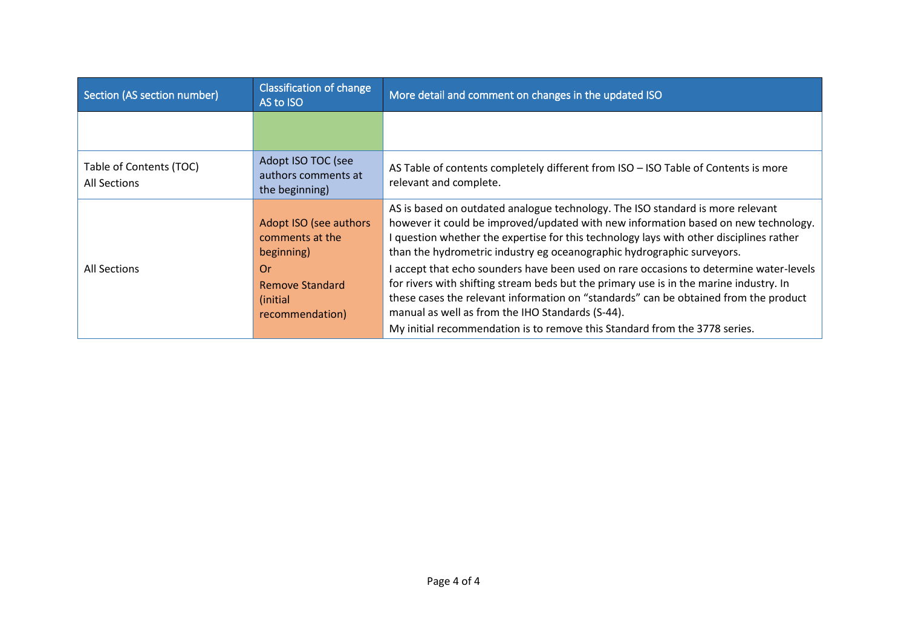| Section (AS section number) | Classification of change AS to ISO | More detail and comment on changes in the updated ISO |
|---|---|---|
| | | |
| Table of Contents (TOC)<br>All Sections | Adopt ISO TOC (see authors comments at the beginning) | AS Table of contents completely different from ISO – ISO Table of Contents is more relevant and complete. |
| All Sections | Adopt ISO (see authors comments at the beginning)<br>Or<br>Remove Standard (initial recommendation) | AS is based on outdated analogue technology. The ISO standard is more relevant however it could be improved/updated with new information based on new technology. I question whether the expertise for this technology lays with other disciplines rather than the hydrometric industry eg oceanographic hydrographic surveyors.<br>I accept that echo sounders have been used on rare occasions to determine water-levels for rivers with shifting stream beds but the primary use is in the marine industry. In these cases the relevant information on "standards" can be obtained from the product manual as well as from the IHO Standards (S-44).<br>My initial recommendation is to remove this Standard from the 3778 series. |